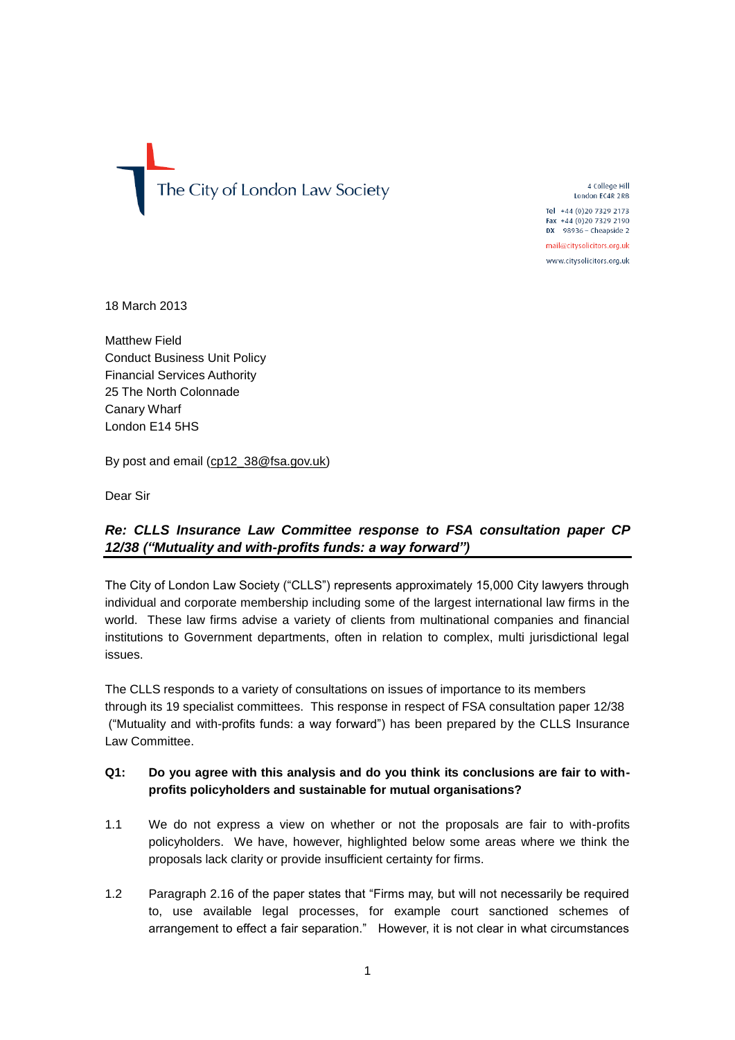The City of London Law Society

4 College Hill
London EC4R 2RB

Tel +44 (0)20 7329 2173
Fax +44 (0)20 7329 2190
DX 98936 – Cheapside 2

mail@citysolicitors.org.uk
www.citysolicitors.org.uk

18 March 2013

Matthew Field
Conduct Business Unit Policy
Financial Services Authority
25 The North Colonnade
Canary Wharf
London E14 5HS

By post and email (cp12_38@fsa.gov.uk)

Dear Sir

***Re: CLLS Insurance Law Committee response to FSA consultation paper CP 12/38 ("Mutuality and with-profits funds: a way forward")***

The City of London Law Society ("CLLS") represents approximately 15,000 City lawyers through individual and corporate membership including some of the largest international law firms in the world. These law firms advise a variety of clients from multinational companies and financial institutions to Government departments, often in relation to complex, multi jurisdictional legal issues.

The CLLS responds to a variety of consultations on issues of importance to its members through its 19 specialist committees. This response in respect of FSA consultation paper 12/38 ("Mutuality and with-profits funds: a way forward") has been prepared by the CLLS Insurance Law Committee.

**Q1: Do you agree with this analysis and do you think its conclusions are fair to with-profits policyholders and sustainable for mutual organisations?**

1.1 We do not express a view on whether or not the proposals are fair to with-profits policyholders. We have, however, highlighted below some areas where we think the proposals lack clarity or provide insufficient certainty for firms.

1.2 Paragraph 2.16 of the paper states that "Firms may, but will not necessarily be required to, use available legal processes, for example court sanctioned schemes of arrangement to effect a fair separation." However, it is not clear in what circumstances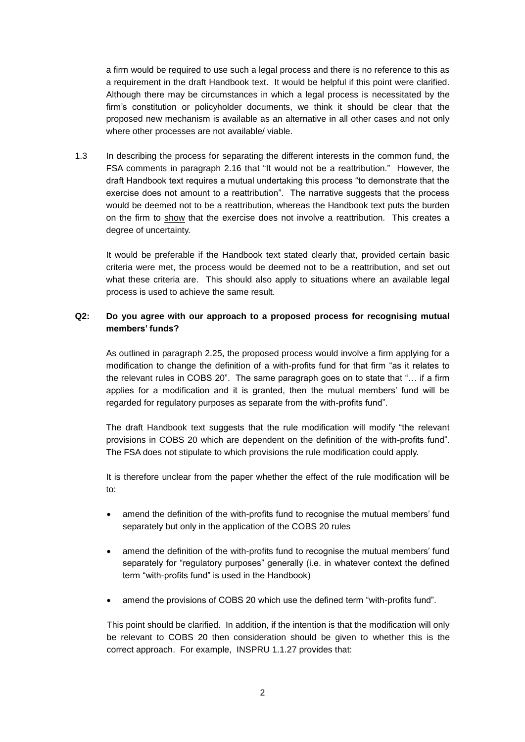a firm would be <u>required</u> to use such a legal process and there is no reference to this as a requirement in the draft Handbook text. It would be helpful if this point were clarified. Although there may be circumstances in which a legal process is necessitated by the firm's constitution or policyholder documents, we think it should be clear that the proposed new mechanism is available as an alternative in all other cases and not only where other processes are not available/ viable.

1.3 In describing the process for separating the different interests in the common fund, the FSA comments in paragraph 2.16 that "It would not be a reattribution." However, the draft Handbook text requires a mutual undertaking this process "to demonstrate that the exercise does not amount to a reattribution". The narrative suggests that the process would be <u>deemed</u> not to be a reattribution, whereas the Handbook text puts the burden on the firm to <u>show</u> that the exercise does not involve a reattribution. This creates a degree of uncertainty.

It would be preferable if the Handbook text stated clearly that, provided certain basic criteria were met, the process would be deemed not to be a reattribution, and set out what these criteria are. This should also apply to situations where an available legal process is used to achieve the same result.

**Q2: Do you agree with our approach to a proposed process for recognising mutual members' funds?**

As outlined in paragraph 2.25, the proposed process would involve a firm applying for a modification to change the definition of a with-profits fund for that firm "as it relates to the relevant rules in COBS 20". The same paragraph goes on to state that "… if a firm applies for a modification and it is granted, then the mutual members' fund will be regarded for regulatory purposes as separate from the with-profits fund".

The draft Handbook text suggests that the rule modification will modify "the relevant provisions in COBS 20 which are dependent on the definition of the with-profits fund". The FSA does not stipulate to which provisions the rule modification could apply.

It is therefore unclear from the paper whether the effect of the rule modification will be to:

- amend the definition of the with-profits fund to recognise the mutual members' fund separately but only in the application of the COBS 20 rules
- amend the definition of the with-profits fund to recognise the mutual members' fund separately for "regulatory purposes" generally (i.e. in whatever context the defined term "with-profits fund" is used in the Handbook)
- amend the provisions of COBS 20 which use the defined term "with-profits fund".

This point should be clarified. In addition, if the intention is that the modification will only be relevant to COBS 20 then consideration should be given to whether this is the correct approach. For example, INSPRU 1.1.27 provides that: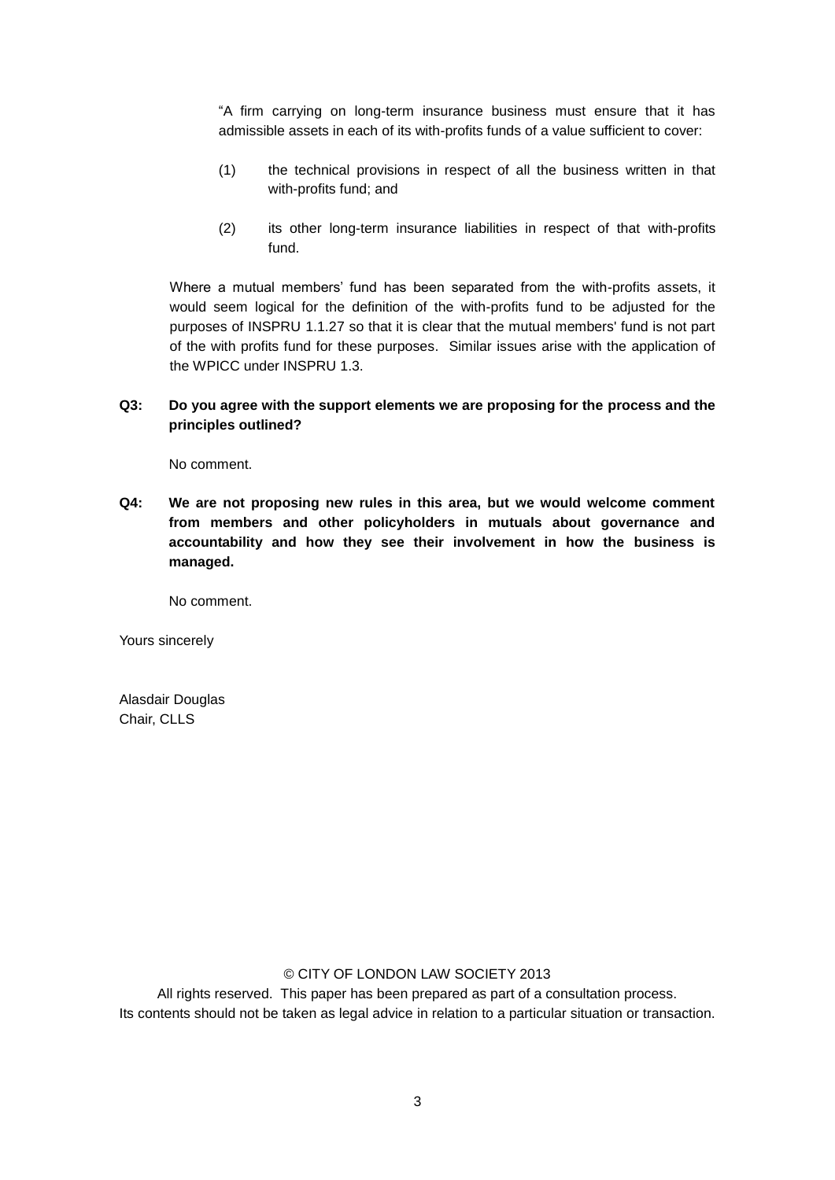"A firm carrying on long-term insurance business must ensure that it has admissible assets in each of its with-profits funds of a value sufficient to cover:

(1) the technical provisions in respect of all the business written in that with-profits fund; and

(2) its other long-term insurance liabilities in respect of that with-profits fund.

Where a mutual members' fund has been separated from the with-profits assets, it would seem logical for the definition of the with-profits fund to be adjusted for the purposes of INSPRU 1.1.27 so that it is clear that the mutual members' fund is not part of the with profits fund for these purposes. Similar issues arise with the application of the WPICC under INSPRU 1.3.

**Q3: Do you agree with the support elements we are proposing for the process and the principles outlined?**

No comment.

**Q4: We are not proposing new rules in this area, but we would welcome comment from members and other policyholders in mutuals about governance and accountability and how they see their involvement in how the business is managed.**

No comment.

Yours sincerely

Alasdair Douglas
Chair, CLLS

© CITY OF LONDON LAW SOCIETY 2013
All rights reserved. This paper has been prepared as part of a consultation process.
Its contents should not be taken as legal advice in relation to a particular situation or transaction.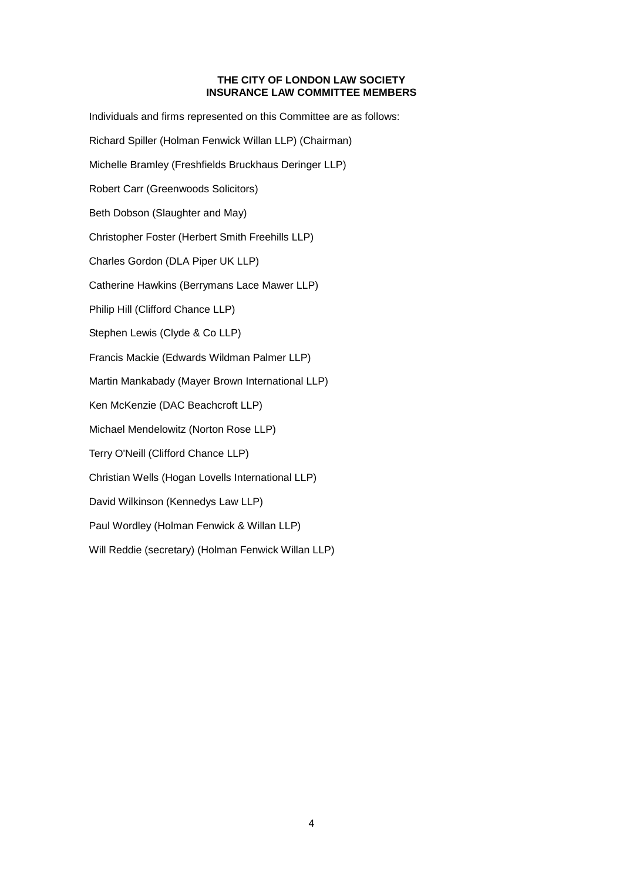**THE CITY OF LONDON LAW SOCIETY**
**INSURANCE LAW COMMITTEE MEMBERS**

Individuals and firms represented on this Committee are as follows:

Richard Spiller (Holman Fenwick Willan LLP) (Chairman)

Michelle Bramley (Freshfields Bruckhaus Deringer LLP)

Robert Carr (Greenwoods Solicitors)

Beth Dobson (Slaughter and May)

Christopher Foster (Herbert Smith Freehills LLP)

Charles Gordon (DLA Piper UK LLP)

Catherine Hawkins (Berrymans Lace Mawer LLP)

Philip Hill (Clifford Chance LLP)

Stephen Lewis (Clyde & Co LLP)

Francis Mackie (Edwards Wildman Palmer LLP)

Martin Mankabady (Mayer Brown International LLP)

Ken McKenzie (DAC Beachcroft LLP)

Michael Mendelowitz (Norton Rose LLP)

Terry O'Neill (Clifford Chance LLP)

Christian Wells (Hogan Lovells International LLP)

David Wilkinson (Kennedys Law LLP)

Paul Wordley (Holman Fenwick & Willan LLP)

Will Reddie (secretary) (Holman Fenwick Willan LLP)